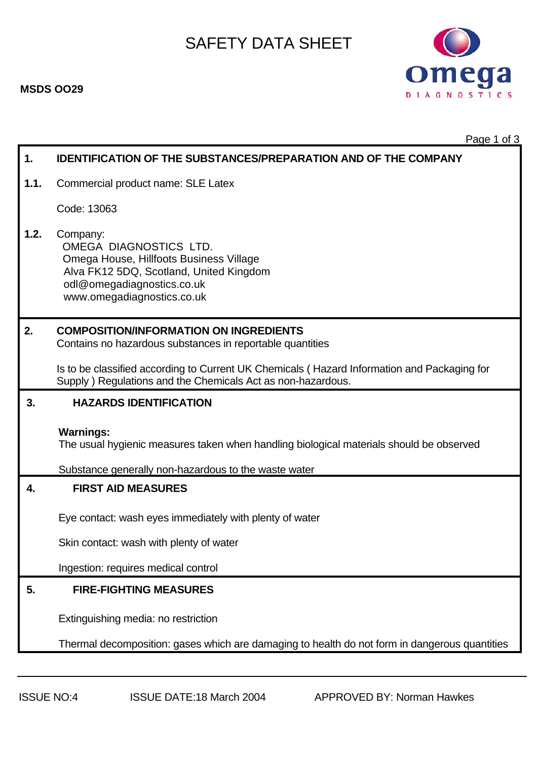# SAFETY DATA SHEET

**MSDS OO29**

## 1. IDENTIFICATION OF THE SUBSTANCES/PREPARATION AND OF THE COMPANY

**1.1.** Commercial product name: SLE Latex

Code: 13063

**1.2.** Company:
OMEGA DIAGNOSTICS LTD.
Omega House, Hillfoots Business Village
Alva FK12 5DQ, Scotland, United Kingdom
odl@omegadiagnostics.co.uk
www.omegadiagnostics.co.uk

## 2. COMPOSITION/INFORMATION ON INGREDIENTS

Contains no hazardous substances in reportable quantities

Is to be classified according to Current UK Chemicals ( Hazard Information and Packaging for Supply ) Regulations and the Chemicals Act as non-hazardous.

## 3. HAZARDS IDENTIFICATION

**Warnings:**
The usual hygienic measures taken when handling biological materials should be observed

Substance generally non-hazardous to the waste water

## 4. FIRST AID MEASURES

Eye contact: wash eyes immediately with plenty of water

Skin contact: wash with plenty of water

Ingestion: requires medical control

## 5. FIRE-FIGHTING MEASURES

Extinguishing media: no restriction

Thermal decomposition: gases which are damaging to health do not form in dangerous quantities

ISSUE NO:4 ISSUE DATE:18 March 2004 APPROVED BY: Norman Hawkes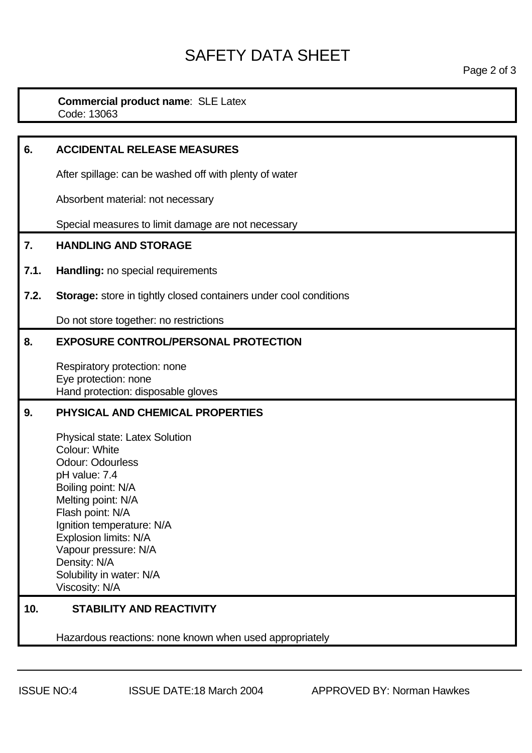# SAFETY DATA SHEET

**Commercial product name**: SLE Latex
Code: 13063

## 6. ACCIDENTAL RELEASE MEASURES

After spillage: can be washed off with plenty of water

Absorbent material: not necessary

Special measures to limit damage are not necessary

## 7. HANDLING AND STORAGE

**7.1. Handling:** no special requirements

**7.2. Storage:** store in tightly closed containers under cool conditions

Do not store together: no restrictions

## 8. EXPOSURE CONTROL/PERSONAL PROTECTION

Respiratory protection: none
Eye protection: none
Hand protection: disposable gloves

## 9. PHYSICAL AND CHEMICAL PROPERTIES

Physical state: Latex Solution
Colour: White
Odour: Odourless
pH value: 7.4
Boiling point: N/A
Melting point: N/A
Flash point: N/A
Ignition temperature: N/A
Explosion limits: N/A
Vapour pressure: N/A
Density: N/A
Solubility in water: N/A
Viscosity: N/A

## 10. STABILITY AND REACTIVITY

Hazardous reactions: none known when used appropriately

ISSUE NO:4 ISSUE DATE:18 March 2004 APPROVED BY: Norman Hawkes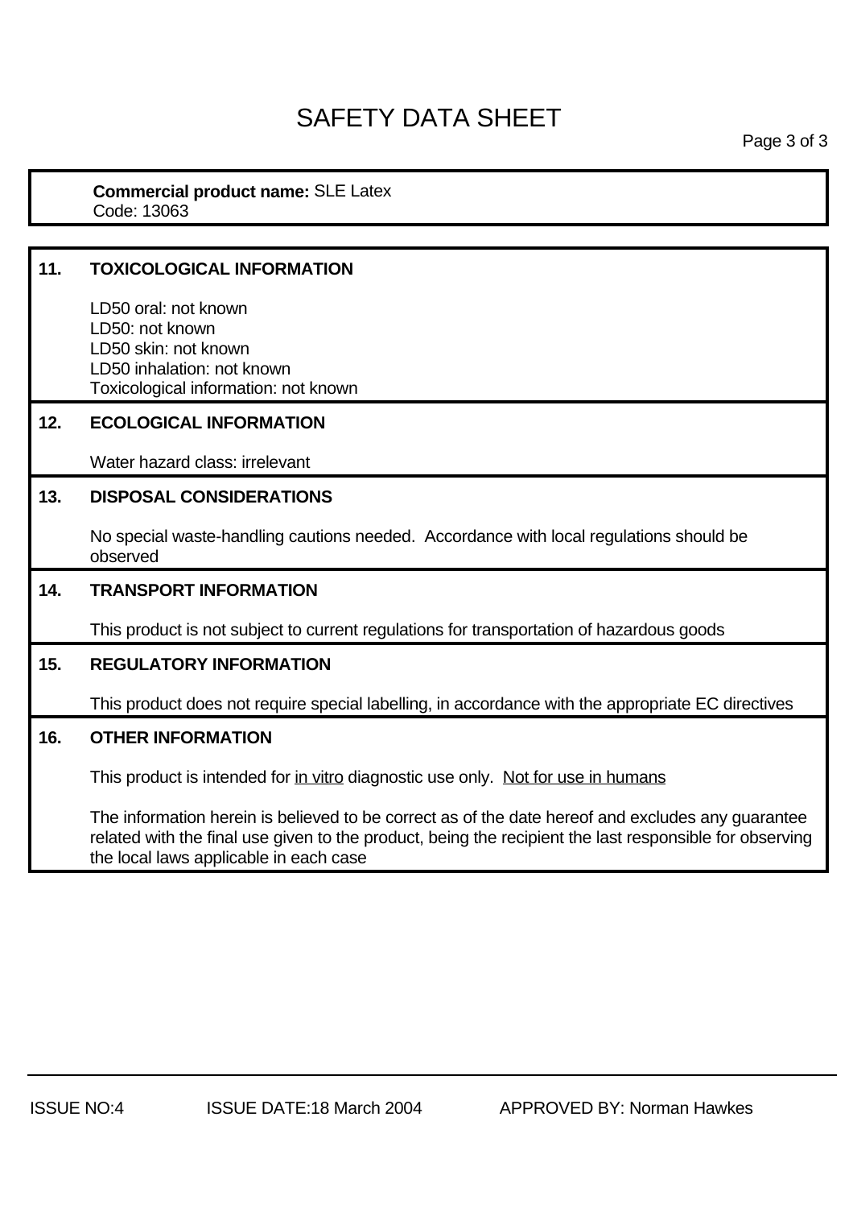# SAFETY DATA SHEET

**Commercial product name:** SLE Latex
Code: 13063

## 11. TOXICOLOGICAL INFORMATION

LD50 oral: not known
LD50: not known
LD50 skin: not known
LD50 inhalation: not known
Toxicological information: not known

## 12. ECOLOGICAL INFORMATION

Water hazard class: irrelevant

## 13. DISPOSAL CONSIDERATIONS

No special waste-handling cautions needed. Accordance with local regulations should be observed

## 14. TRANSPORT INFORMATION

This product is not subject to current regulations for transportation of hazardous goods

## 15. REGULATORY INFORMATION

This product does not require special labelling, in accordance with the appropriate EC directives

## 16. OTHER INFORMATION

This product is intended for in vitro diagnostic use only. Not for use in humans

The information herein is believed to be correct as of the date hereof and excludes any guarantee related with the final use given to the product, being the recipient the last responsible for observing the local laws applicable in each case

ISSUE NO:4 ISSUE DATE:18 March 2004 APPROVED BY: Norman Hawkes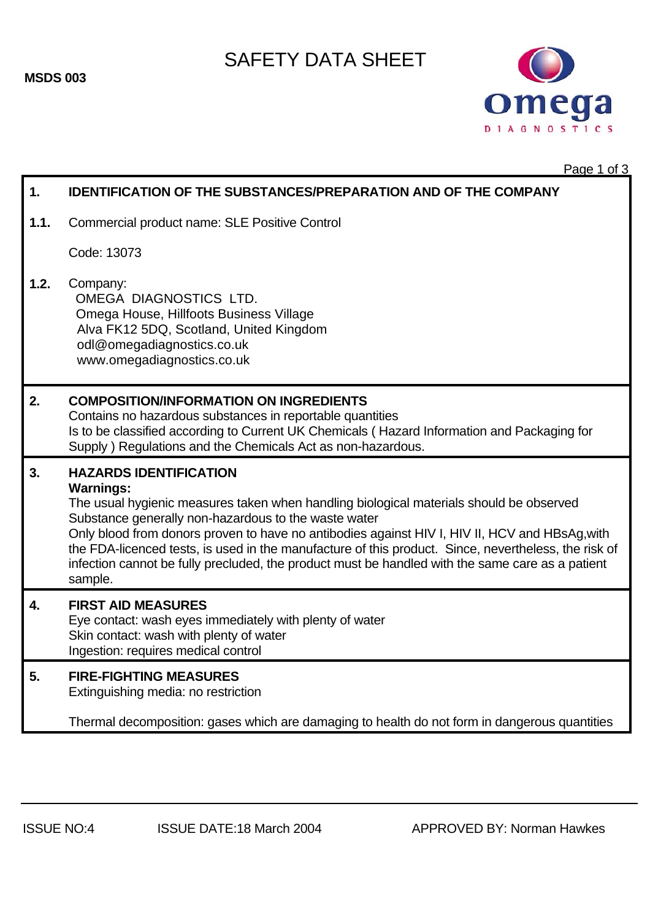MSDS 003

# SAFETY DATA SHEET

## 1. IDENTIFICATION OF THE SUBSTANCES/PREPARATION AND OF THE COMPANY

**1.1.** Commercial product name: SLE Positive Control

Code: 13073

**1.2.** Company:
OMEGA DIAGNOSTICS LTD.
Omega House, Hillfoots Business Village
Alva FK12 5DQ, Scotland, United Kingdom
odl@omegadiagnostics.co.uk
www.omegadiagnostics.co.uk

## 2. COMPOSITION/INFORMATION ON INGREDIENTS

Contains no hazardous substances in reportable quantities
Is to be classified according to Current UK Chemicals ( Hazard Information and Packaging for Supply ) Regulations and the Chemicals Act as non-hazardous.

## 3. HAZARDS IDENTIFICATION

**Warnings:**

The usual hygienic measures taken when handling biological materials should be observed
Substance generally non-hazardous to the waste water
Only blood from donors proven to have no antibodies against HIV I, HIV II, HCV and HBsAg,with the FDA-licenced tests, is used in the manufacture of this product. Since, nevertheless, the risk of infection cannot be fully precluded, the product must be handled with the same care as a patient sample.

## 4. FIRST AID MEASURES

Eye contact: wash eyes immediately with plenty of water
Skin contact: wash with plenty of water
Ingestion: requires medical control

## 5. FIRE-FIGHTING MEASURES

Extinguishing media: no restriction

Thermal decomposition: gases which are damaging to health do not form in dangerous quantities

ISSUE NO:4 ISSUE DATE:18 March 2004 APPROVED BY: Norman Hawkes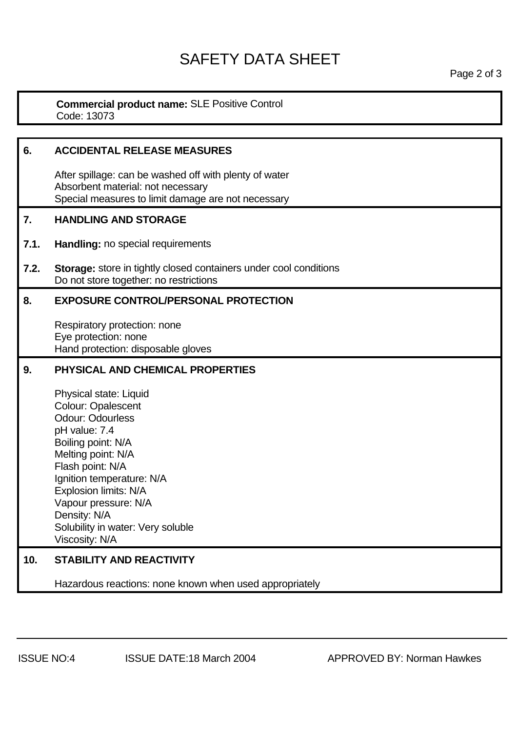# SAFETY DATA SHEET

**Commercial product name:** SLE Positive Control
Code: 13073

## 6. ACCIDENTAL RELEASE MEASURES

After spillage: can be washed off with plenty of water
Absorbent material: not necessary
Special measures to limit damage are not necessary

## 7. HANDLING AND STORAGE

**7.1. Handling:** no special requirements

**7.2. Storage:** store in tightly closed containers under cool conditions
Do not store together: no restrictions

## 8. EXPOSURE CONTROL/PERSONAL PROTECTION

Respiratory protection: none
Eye protection: none
Hand protection: disposable gloves

## 9. PHYSICAL AND CHEMICAL PROPERTIES

Physical state: Liquid
Colour: Opalescent
Odour: Odourless
pH value: 7.4
Boiling point: N/A
Melting point: N/A
Flash point: N/A
Ignition temperature: N/A
Explosion limits: N/A
Vapour pressure: N/A
Density: N/A
Solubility in water: Very soluble
Viscosity: N/A

## 10. STABILITY AND REACTIVITY

Hazardous reactions: none known when used appropriately

ISSUE NO:4 ISSUE DATE:18 March 2004 APPROVED BY: Norman Hawkes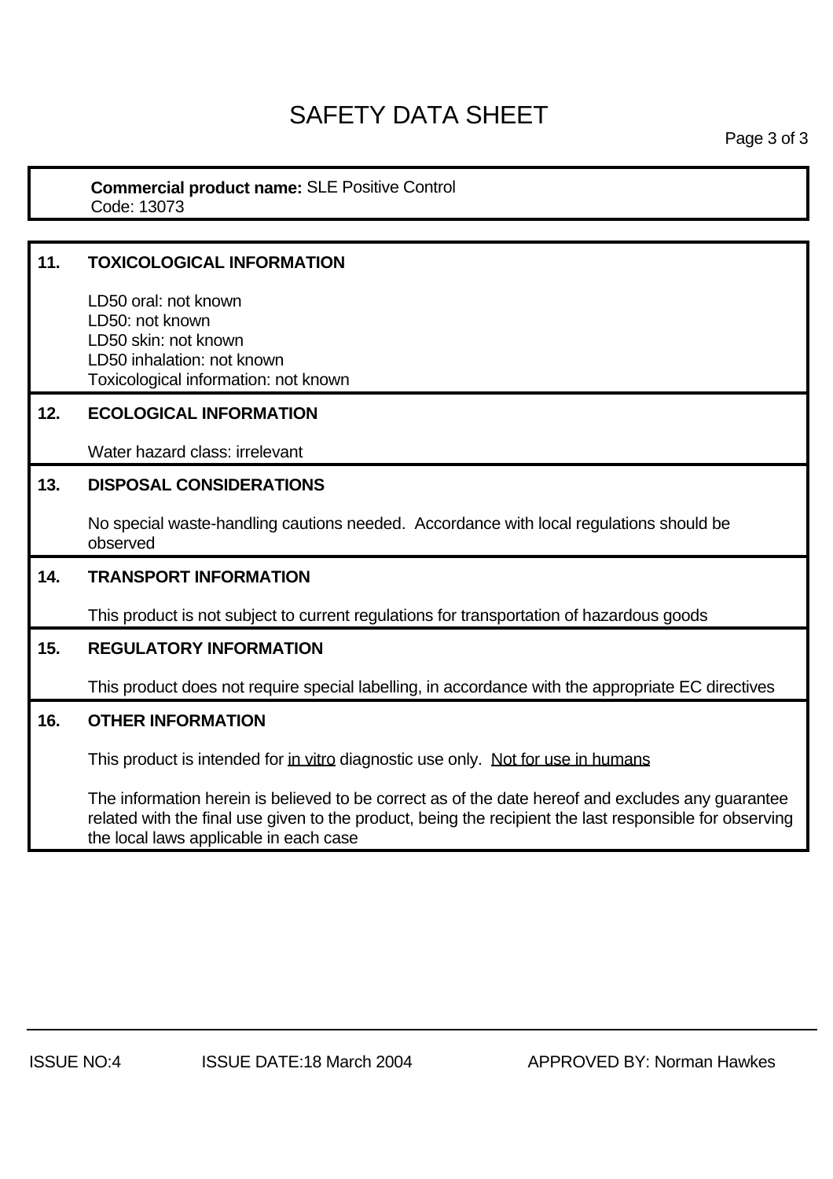# SAFETY DATA SHEET

**Commercial product name:** SLE Positive Control
Code: 13073

## 11. TOXICOLOGICAL INFORMATION

LD50 oral: not known
LD50: not known
LD50 skin: not known
LD50 inhalation: not known
Toxicological information: not known

## 12. ECOLOGICAL INFORMATION

Water hazard class: irrelevant

## 13. DISPOSAL CONSIDERATIONS

No special waste-handling cautions needed. Accordance with local regulations should be observed

## 14. TRANSPORT INFORMATION

This product is not subject to current regulations for transportation of hazardous goods

## 15. REGULATORY INFORMATION

This product does not require special labelling, in accordance with the appropriate EC directives

## 16. OTHER INFORMATION

This product is intended for in vitro diagnostic use only. Not for use in humans

The information herein is believed to be correct as of the date hereof and excludes any guarantee related with the final use given to the product, being the recipient the last responsible for observing the local laws applicable in each case

ISSUE NO:4 ISSUE DATE:18 March 2004 APPROVED BY: Norman Hawkes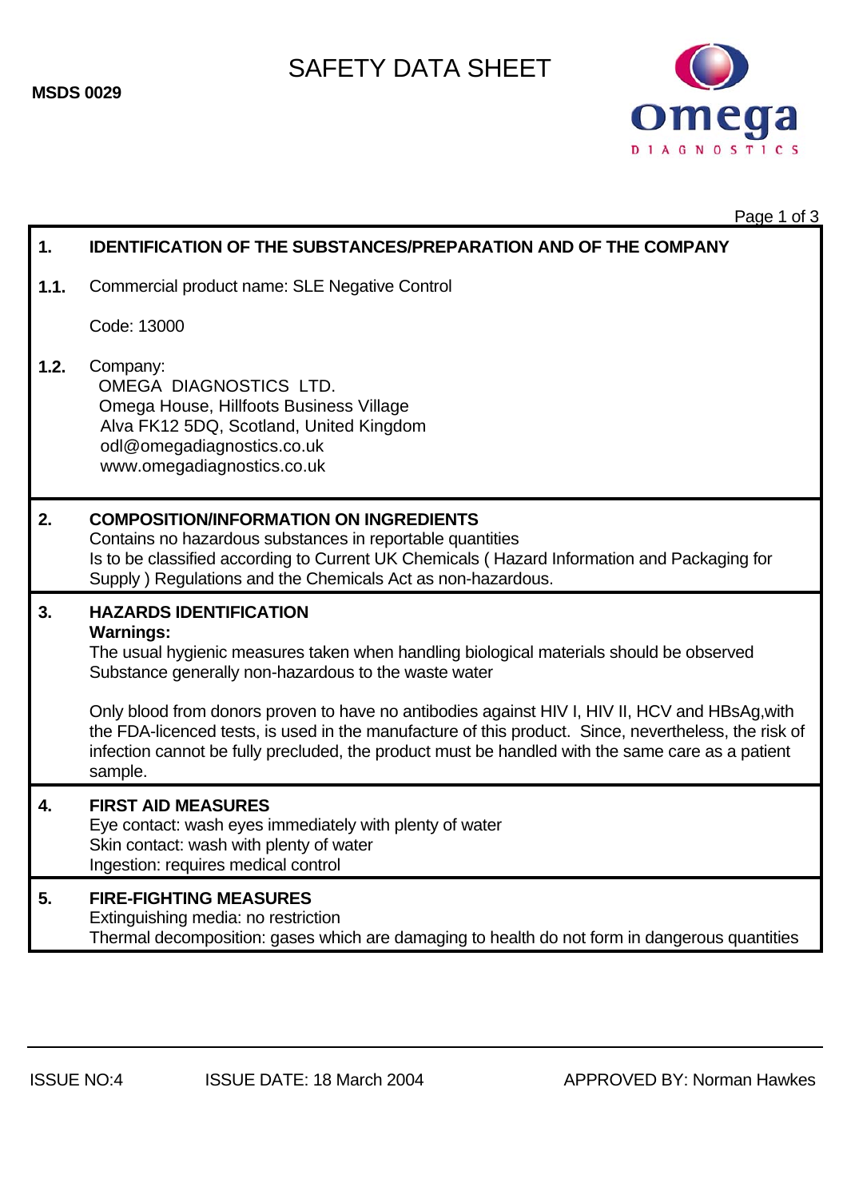**MSDS 0029**

# SAFETY DATA SHEET

## 1. IDENTIFICATION OF THE SUBSTANCES/PREPARATION AND OF THE COMPANY

**1.1.** Commercial product name: SLE Negative Control

Code: 13000

**1.2.** Company:
OMEGA DIAGNOSTICS LTD.
Omega House, Hillfoots Business Village
Alva FK12 5DQ, Scotland, United Kingdom
odl@omegadiagnostics.co.uk
www.omegadiagnostics.co.uk

## 2. COMPOSITION/INFORMATION ON INGREDIENTS

Contains no hazardous substances in reportable quantities
Is to be classified according to Current UK Chemicals ( Hazard Information and Packaging for Supply ) Regulations and the Chemicals Act as non-hazardous.

## 3. HAZARDS IDENTIFICATION

**Warnings:**
The usual hygienic measures taken when handling biological materials should be observed
Substance generally non-hazardous to the waste water

Only blood from donors proven to have no antibodies against HIV I, HIV II, HCV and HBsAg,with the FDA-licenced tests, is used in the manufacture of this product. Since, nevertheless, the risk of infection cannot be fully precluded, the product must be handled with the same care as a patient sample.

## 4. FIRST AID MEASURES

Eye contact: wash eyes immediately with plenty of water
Skin contact: wash with plenty of water
Ingestion: requires medical control

## 5. FIRE-FIGHTING MEASURES

Extinguishing media: no restriction
Thermal decomposition: gases which are damaging to health do not form in dangerous quantities

ISSUE NO:4 ISSUE DATE: 18 March 2004 APPROVED BY: Norman Hawkes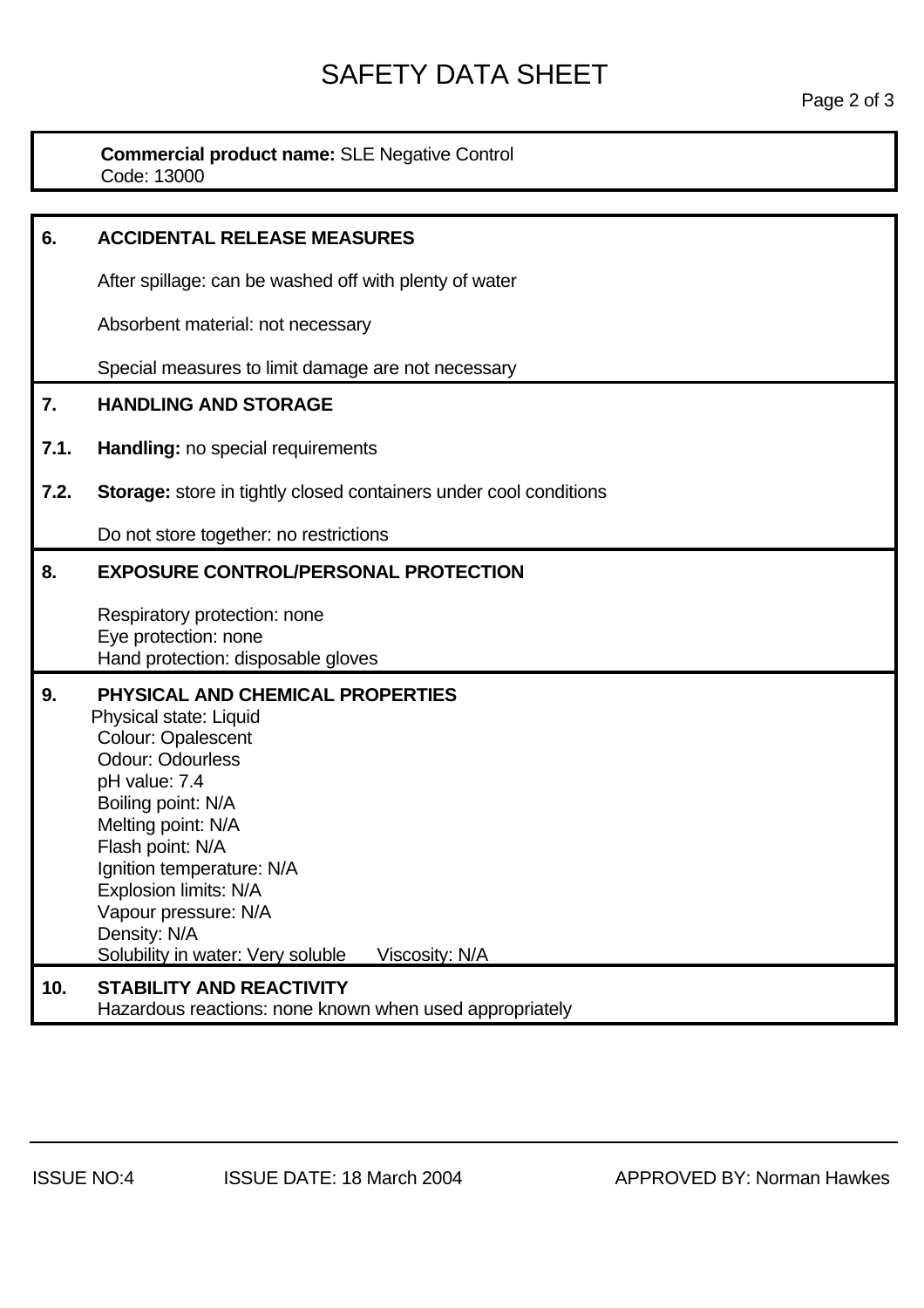# SAFETY DATA SHEET

**Commercial product name:** SLE Negative Control
Code: 13000

## 6. ACCIDENTAL RELEASE MEASURES

After spillage: can be washed off with plenty of water

Absorbent material: not necessary

Special measures to limit damage are not necessary

## 7. HANDLING AND STORAGE

**7.1. Handling:** no special requirements

**7.2. Storage:** store in tightly closed containers under cool conditions

Do not store together: no restrictions

## 8. EXPOSURE CONTROL/PERSONAL PROTECTION

Respiratory protection: none
Eye protection: none
Hand protection: disposable gloves

## 9. PHYSICAL AND CHEMICAL PROPERTIES

Physical state: Liquid
Colour: Opalescent
Odour: Odourless
pH value: 7.4
Boiling point: N/A
Melting point: N/A
Flash point: N/A
Ignition temperature: N/A
Explosion limits: N/A
Vapour pressure: N/A
Density: N/A
Solubility in water: Very soluble    Viscosity: N/A

## 10. STABILITY AND REACTIVITY

Hazardous reactions: none known when used appropriately

ISSUE NO:4    ISSUE DATE: 18 March 2004    APPROVED BY: Norman Hawkes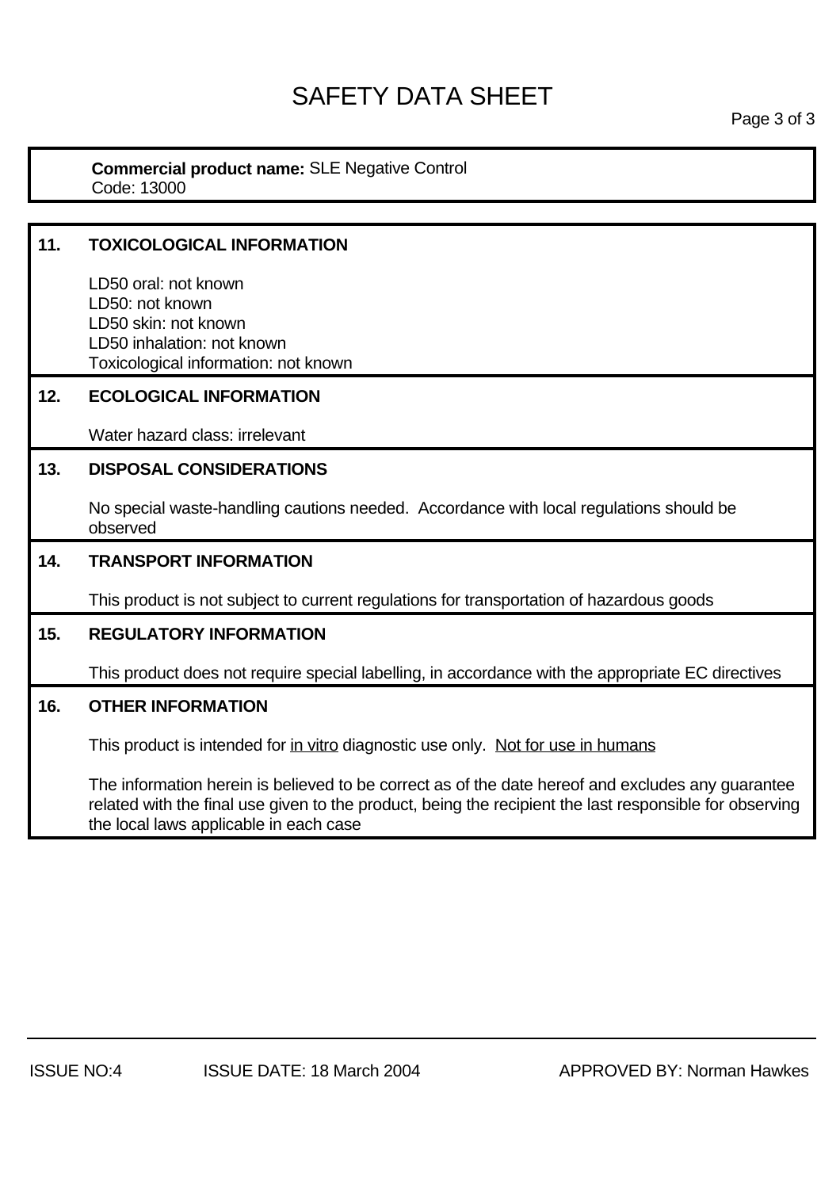# SAFETY DATA SHEET

**Commercial product name:** SLE Negative Control
Code: 13000

## 11. TOXICOLOGICAL INFORMATION

LD50 oral: not known
LD50: not known
LD50 skin: not known
LD50 inhalation: not known
Toxicological information: not known

## 12. ECOLOGICAL INFORMATION

Water hazard class: irrelevant

## 13. DISPOSAL CONSIDERATIONS

No special waste-handling cautions needed. Accordance with local regulations should be observed

## 14. TRANSPORT INFORMATION

This product is not subject to current regulations for transportation of hazardous goods

## 15. REGULATORY INFORMATION

This product does not require special labelling, in accordance with the appropriate EC directives

## 16. OTHER INFORMATION

This product is intended for in vitro diagnostic use only. Not for use in humans

The information herein is believed to be correct as of the date hereof and excludes any guarantee related with the final use given to the product, being the recipient the last responsible for observing the local laws applicable in each case

ISSUE NO:4 ISSUE DATE: 18 March 2004 APPROVED BY: Norman Hawkes